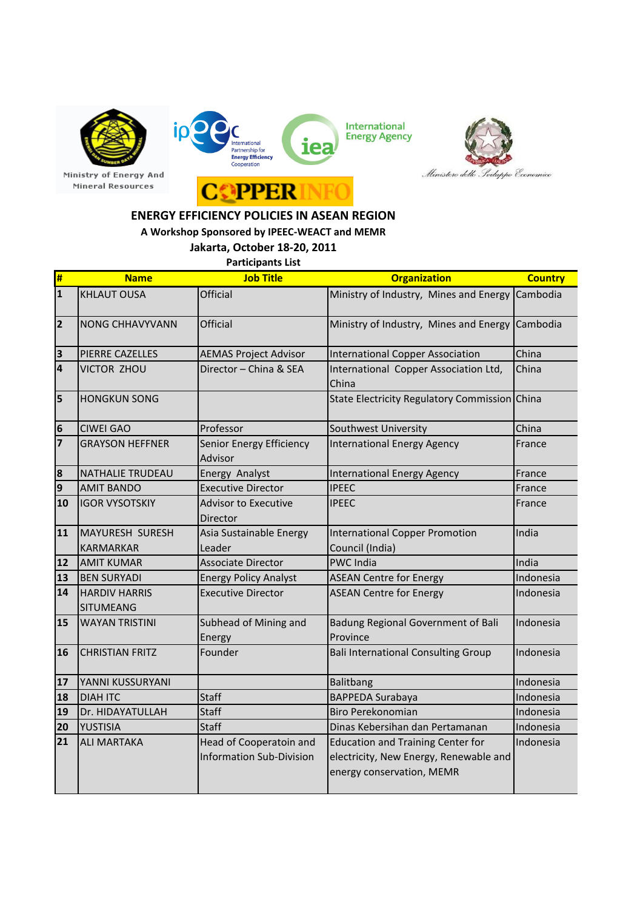Ministry of Energy And Mineral Resources

# ENERGY EFFICIENCY POLICIES IN ASEAN REGION

**A Workshop Sponsored by IPEEC-WEACT and MEMR**

**Jakarta, October 18-20, 2011**

**Participants List**

| # | Name | Job Title | Organization | Country |
|---|---|---|---|---|
| 1 | KHLAUT OUSA | Official | Ministry of Industry, Mines and Energy | Cambodia |
| 2 | NONG CHHAVYVANN | Official | Ministry of Industry, Mines and Energy | Cambodia |
| 3 | PIERRE CAZELLES | AEMAS Project Advisor | International Copper Association | China |
| 4 | VICTOR ZHOU | Director – China & SEA | International Copper Association Ltd, China | China |
| 5 | HONGKUN SONG | | State Electricity Regulatory Commission | China |
| 6 | CIWEI GAO | Professor | Southwest University | China |
| 7 | GRAYSON HEFFNER | Senior Energy Efficiency Advisor | International Energy Agency | France |
| 8 | NATHALIE TRUDEAU | Energy Analyst | International Energy Agency | France |
| 9 | AMIT BANDO | Executive Director | IPEEC | France |
| 10 | IGOR VYSOTSKIY | Advisor to Executive Director | IPEEC | France |
| 11 | MAYURESH SURESH KARMARKAR | Asia Sustainable Energy Leader | International Copper Promotion Council (India) | India |
| 12 | AMIT KUMAR | Associate Director | PWC India | India |
| 13 | BEN SURYADI | Energy Policy Analyst | ASEAN Centre for Energy | Indonesia |
| 14 | HARDIV HARRIS SITUMEANG | Executive Director | ASEAN Centre for Energy | Indonesia |
| 15 | WAYAN TRISTINI | Subhead of Mining and Energy | Badung Regional Government of Bali Province | Indonesia |
| 16 | CHRISTIAN FRITZ | Founder | Bali International Consulting Group | Indonesia |
| 17 | YANNI KUSSURYANI | | Balitbang | Indonesia |
| 18 | DIAH ITC | Staff | BAPPEDA Surabaya | Indonesia |
| 19 | Dr. HIDAYATULLAH | Staff | Biro Perekonomian | Indonesia |
| 20 | YUSTISIA | Staff | Dinas Kebersihan dan Pertamanan | Indonesia |
| 21 | ALI MARTAKA | Head of Cooperatoin and Information Sub-Division | Education and Training Center for electricity, New Energy, Renewable and energy conservation, MEMR | Indonesia |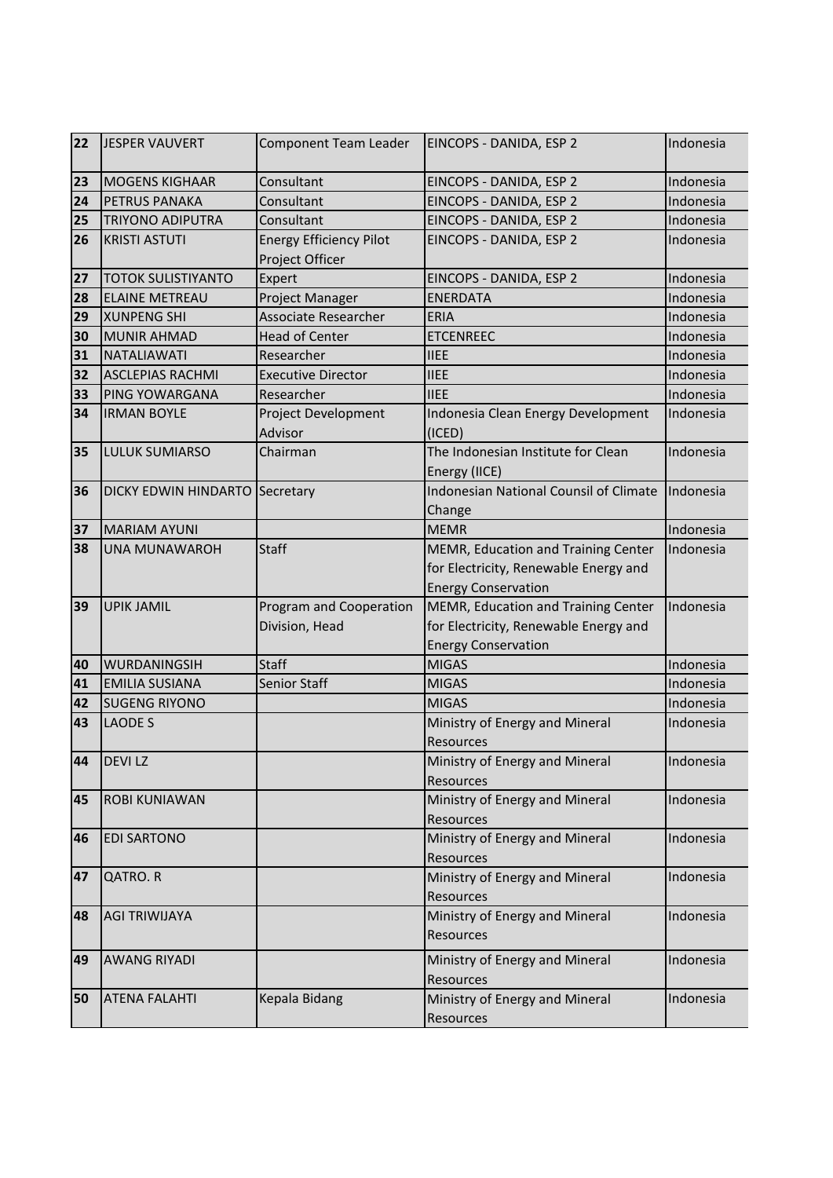| | | | | |
|---|---|---|---|---|
| 22 | JESPER VAUVERT | Component Team Leader | EINCOPS - DANIDA, ESP 2 | Indonesia |
| 23 | MOGENS KIGHAAR | Consultant | EINCOPS - DANIDA, ESP 2 | Indonesia |
| 24 | PETRUS PANAKA | Consultant | EINCOPS - DANIDA, ESP 2 | Indonesia |
| 25 | TRIYONO ADIPUTRA | Consultant | EINCOPS - DANIDA, ESP 2 | Indonesia |
| 26 | KRISTI ASTUTI | Energy Efficiency Pilot Project Officer | EINCOPS - DANIDA, ESP 2 | Indonesia |
| 27 | TOTOK SULISTIYANTO | Expert | EINCOPS - DANIDA, ESP 2 | Indonesia |
| 28 | ELAINE METREAU | Project Manager | ENERDATA | Indonesia |
| 29 | XUNPENG SHI | Associate Researcher | ERIA | Indonesia |
| 30 | MUNIR AHMAD | Head of Center | ETCENREEC | Indonesia |
| 31 | NATALIAWATI | Researcher | IIEE | Indonesia |
| 32 | ASCLEPIAS RACHMI | Executive Director | IIEE | Indonesia |
| 33 | PING YOWARGANA | Researcher | IIEE | Indonesia |
| 34 | IRMAN BOYLE | Project Development Advisor | Indonesia Clean Energy Development (ICED) | Indonesia |
| 35 | LULUK SUMIARSO | Chairman | The Indonesian Institute for Clean Energy (IICE) | Indonesia |
| 36 | DICKY EDWIN HINDARTO | Secretary | Indonesian National Counsil of Climate Change | Indonesia |
| 37 | MARIAM AYUNI | | MEMR | Indonesia |
| 38 | UNA MUNAWAROH | Staff | MEMR, Education and Training Center for Electricity, Renewable Energy and Energy Conservation | Indonesia |
| 39 | UPIK JAMIL | Program and Cooperation Division, Head | MEMR, Education and Training Center for Electricity, Renewable Energy and Energy Conservation | Indonesia |
| 40 | WURDANINGSIH | Staff | MIGAS | Indonesia |
| 41 | EMILIA SUSIANA | Senior Staff | MIGAS | Indonesia |
| 42 | SUGENG RIYONO | | MIGAS | Indonesia |
| 43 | LAODE S | | Ministry of Energy and Mineral Resources | Indonesia |
| 44 | DEVI LZ | | Ministry of Energy and Mineral Resources | Indonesia |
| 45 | ROBI KUNIAWAN | | Ministry of Energy and Mineral Resources | Indonesia |
| 46 | EDI SARTONO | | Ministry of Energy and Mineral Resources | Indonesia |
| 47 | QATRO. R | | Ministry of Energy and Mineral Resources | Indonesia |
| 48 | AGI TRIWIJAYA | | Ministry of Energy and Mineral Resources | Indonesia |
| 49 | AWANG RIYADI | | Ministry of Energy and Mineral Resources | Indonesia |
| 50 | ATENA FALAHTI | Kepala Bidang | Ministry of Energy and Mineral Resources | Indonesia |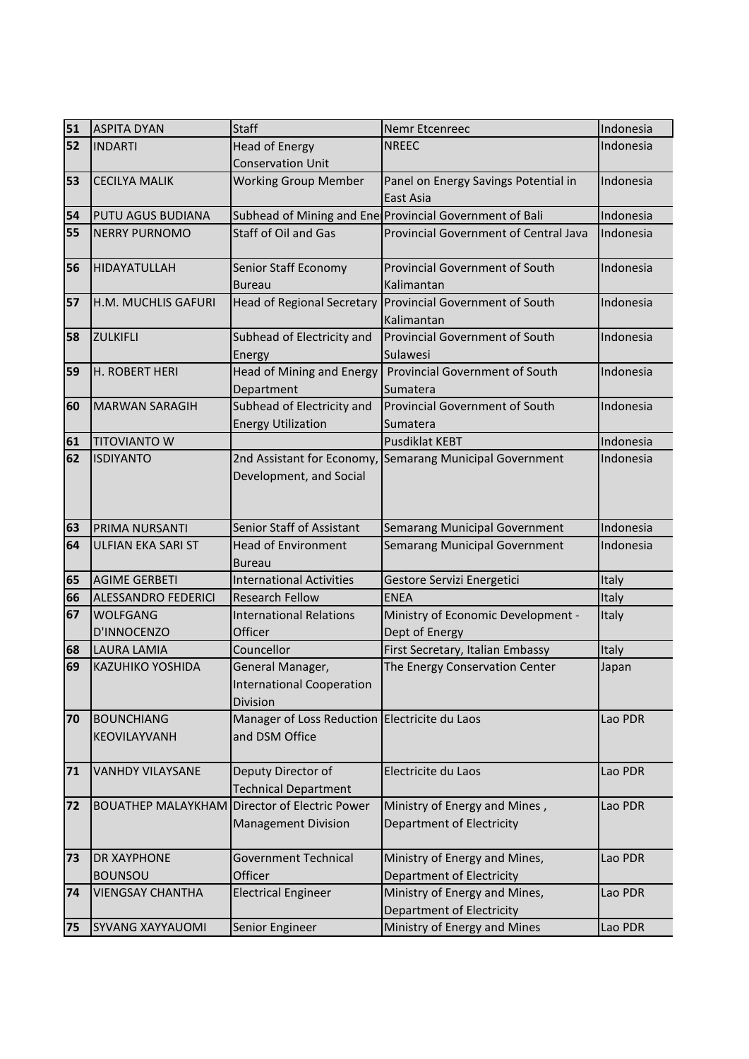| | | | | |
|---|---|---|---|---|
| 51 | ASPITA DYAN | Staff | Nemr Etcenreec | Indonesia |
| 52 | INDARTI | Head of Energy Conservation Unit | NREEC | Indonesia |
| 53 | CECILYA MALIK | Working Group Member | Panel on Energy Savings Potential in East Asia | Indonesia |
| 54 | PUTU AGUS BUDIANA | Subhead of Mining and Ene | Provincial Government of Bali | Indonesia |
| 55 | NERRY PURNOMO | Staff of Oil and Gas | Provincial Government of Central Java | Indonesia |
| 56 | HIDAYATULLAH | Senior Staff Economy Bureau | Provincial Government of South Kalimantan | Indonesia |
| 57 | H.M. MUCHLIS GAFURI | Head of Regional Secretary | Provincial Government of South Kalimantan | Indonesia |
| 58 | ZULKIFLI | Subhead of Electricity and Energy | Provincial Government of South Sulawesi | Indonesia |
| 59 | H. ROBERT HERI | Head of Mining and Energy Department | Provincial Government of South Sumatera | Indonesia |
| 60 | MARWAN SARAGIH | Subhead of Electricity and Energy Utilization | Provincial Government of South Sumatera | Indonesia |
| 61 | TITOVIANTO W | | Pusdiklat KEBT | Indonesia |
| 62 | ISDIYANTO | 2nd Assistant for Economy, Development, and Social | Semarang Municipal Government | Indonesia |
| 63 | PRIMA NURSANTI | Senior Staff of Assistant | Semarang Municipal Government | Indonesia |
| 64 | ULFIAN EKA SARI ST | Head of Environment Bureau | Semarang Municipal Government | Indonesia |
| 65 | AGIME GERBETI | International Activities | Gestore Servizi Energetici | Italy |
| 66 | ALESSANDRO FEDERICI | Research Fellow | ENEA | Italy |
| 67 | WOLFGANG D'INNOCENZO | International Relations Officer | Ministry of Economic Development - Dept of Energy | Italy |
| 68 | LAURA LAMIA | Councellor | First Secretary, Italian Embassy | Italy |
| 69 | KAZUHIKO YOSHIDA | General Manager, International Cooperation Division | The Energy Conservation Center | Japan |
| 70 | BOUNCHIANG KEOVILAYVANH | Manager of Loss Reduction and DSM Office | Electricite du Laos | Lao PDR |
| 71 | VANHDY VILAYSANE | Deputy Director of Technical Department | Electricite du Laos | Lao PDR |
| 72 | BOUATHEP MALAYKHAM | Director of Electric Power Management Division | Ministry of Energy and Mines , Department of Electricity | Lao PDR |
| 73 | DR XAYPHONE BOUNSOU | Government Technical Officer | Ministry of Energy and Mines, Department of Electricity | Lao PDR |
| 74 | VIENGSAY CHANTHA | Electrical Engineer | Ministry of Energy and Mines, Department of Electricity | Lao PDR |
| 75 | SYVANG XAYYAUOMI | Senior Engineer | Ministry of Energy and Mines | Lao PDR |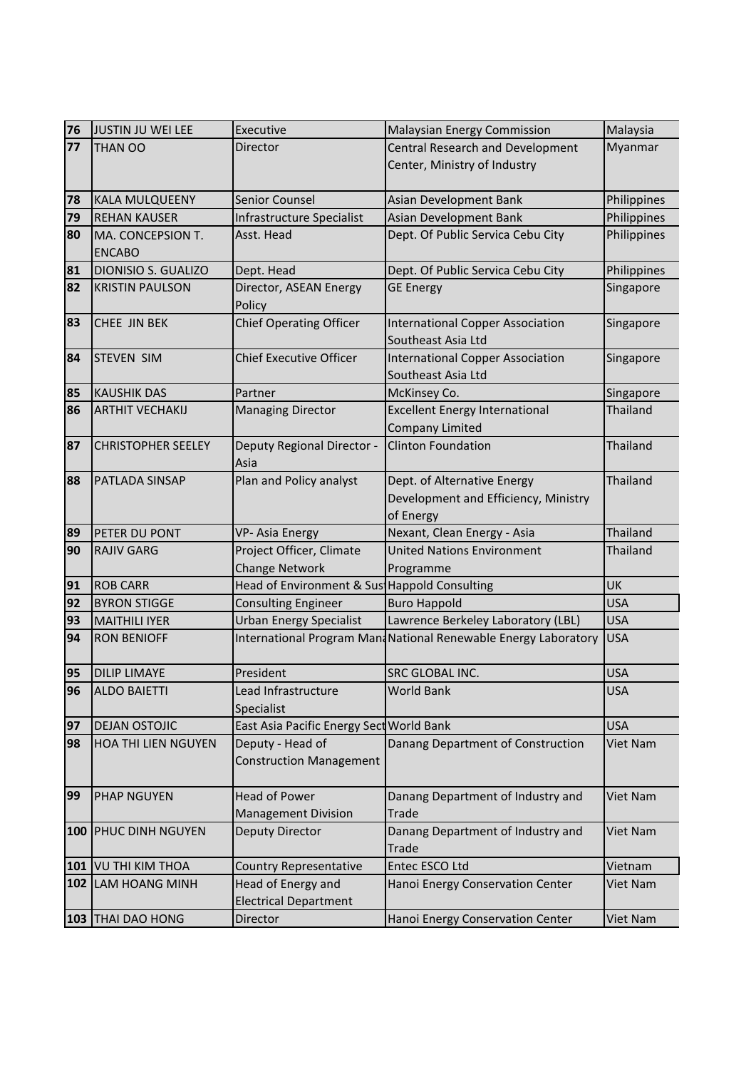| | | | | |
|---|---|---|---|---|
| 76 | JUSTIN JU WEI LEE | Executive | Malaysian Energy Commission | Malaysia |
| 77 | THAN OO | Director | Central Research and Development Center, Ministry of Industry | Myanmar |
| 78 | KALA MULQUEENY | Senior Counsel | Asian Development Bank | Philippines |
| 79 | REHAN KAUSER | Infrastructure Specialist | Asian Development Bank | Philippines |
| 80 | MA. CONCEPSION T. ENCABO | Asst. Head | Dept. Of Public Servica Cebu City | Philippines |
| 81 | DIONISIO S. GUALIZO | Dept. Head | Dept. Of Public Servica Cebu City | Philippines |
| 82 | KRISTIN PAULSON | Director, ASEAN Energy Policy | GE Energy | Singapore |
| 83 | CHEE JIN BEK | Chief Operating Officer | International Copper Association Southeast Asia Ltd | Singapore |
| 84 | STEVEN SIM | Chief Executive Officer | International Copper Association Southeast Asia Ltd | Singapore |
| 85 | KAUSHIK DAS | Partner | McKinsey Co. | Singapore |
| 86 | ARTHIT VECHAKIJ | Managing Director | Excellent Energy International Company Limited | Thailand |
| 87 | CHRISTOPHER SEELEY | Deputy Regional Director - Asia | Clinton Foundation | Thailand |
| 88 | PATLADA SINSAP | Plan and Policy analyst | Dept. of Alternative Energy Development and Efficiency, Ministry of Energy | Thailand |
| 89 | PETER DU PONT | VP- Asia Energy | Nexant, Clean Energy - Asia | Thailand |
| 90 | RAJIV GARG | Project Officer, Climate Change Network | United Nations Environment Programme | Thailand |
| 91 | ROB CARR | Head of Environment & Sus | Happold Consulting | UK |
| 92 | BYRON STIGGE | Consulting Engineer | Buro Happold | USA |
| 93 | MAITHILI IYER | Urban Energy Specialist | Lawrence Berkeley Laboratory (LBL) | USA |
| 94 | RON BENIOFF | International Program Mana | National Renewable Energy Laboratory | USA |
| 95 | DILIP LIMAYE | President | SRC GLOBAL INC. | USA |
| 96 | ALDO BAIETTI | Lead Infrastructure Specialist | World Bank | USA |
| 97 | DEJAN OSTOJIC | East Asia Pacific Energy Sect | World Bank | USA |
| 98 | HOA THI LIEN NGUYEN | Deputy - Head of Construction Management | Danang Department of Construction | Viet Nam |
| 99 | PHAP NGUYEN | Head of Power Management Division | Danang Department of Industry and Trade | Viet Nam |
| 100 | PHUC DINH NGUYEN | Deputy Director | Danang Department of Industry and Trade | Viet Nam |
| 101 | VU THI KIM THOA | Country Representative | Entec ESCO Ltd | Vietnam |
| 102 | LAM HOANG MINH | Head of Energy and Electrical Department | Hanoi Energy Conservation Center | Viet Nam |
| 103 | THAI DAO HONG | Director | Hanoi Energy Conservation Center | Viet Nam |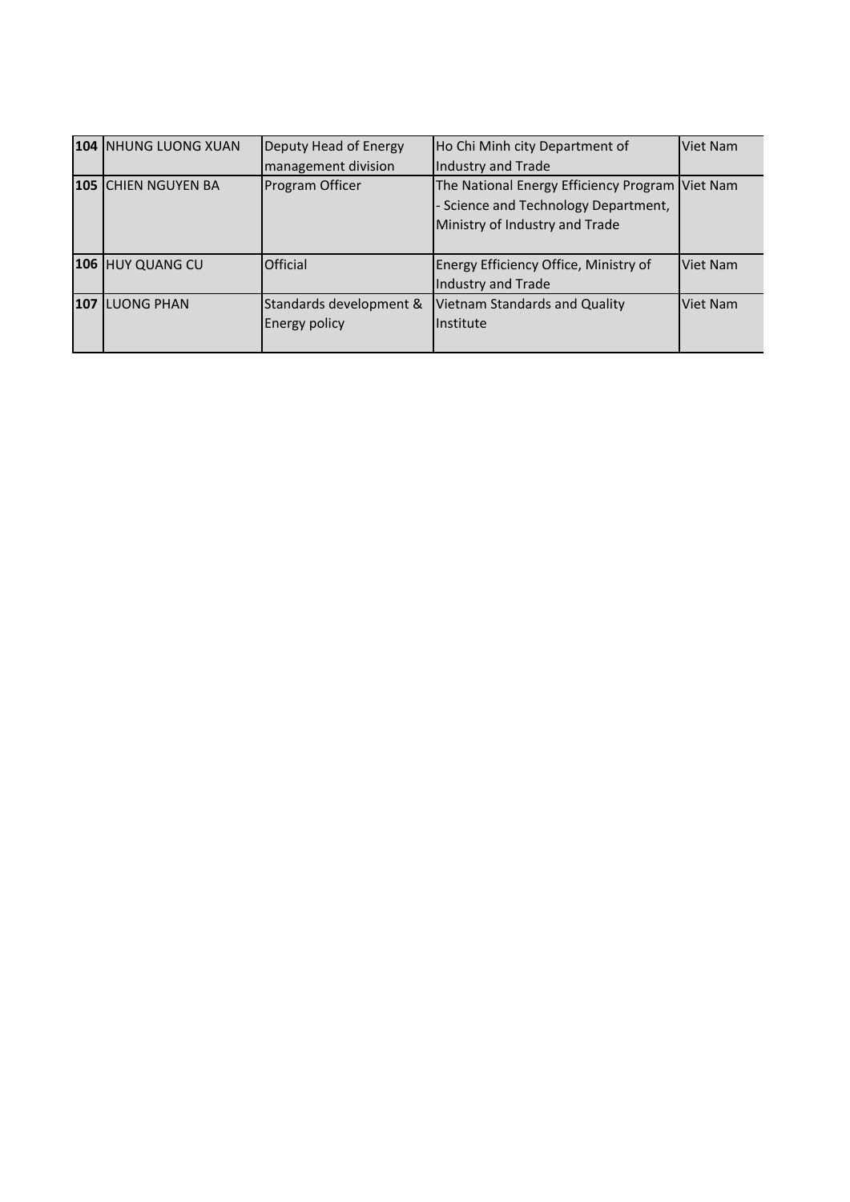| | | | | |
|---|---|---|---|---|
| **104** | NHUNG LUONG XUAN | Deputy Head of Energy management division | Ho Chi Minh city Department of Industry and Trade | Viet Nam |
| **105** | CHIEN NGUYEN BA | Program Officer | The National Energy Efficiency Program - Science and Technology Department, Ministry of Industry and Trade | Viet Nam |
| **106** | HUY QUANG CU | Official | Energy Efficiency Office, Ministry of Industry and Trade | Viet Nam |
| **107** | LUONG PHAN | Standards development & Energy policy | Vietnam Standards and Quality Institute | Viet Nam |